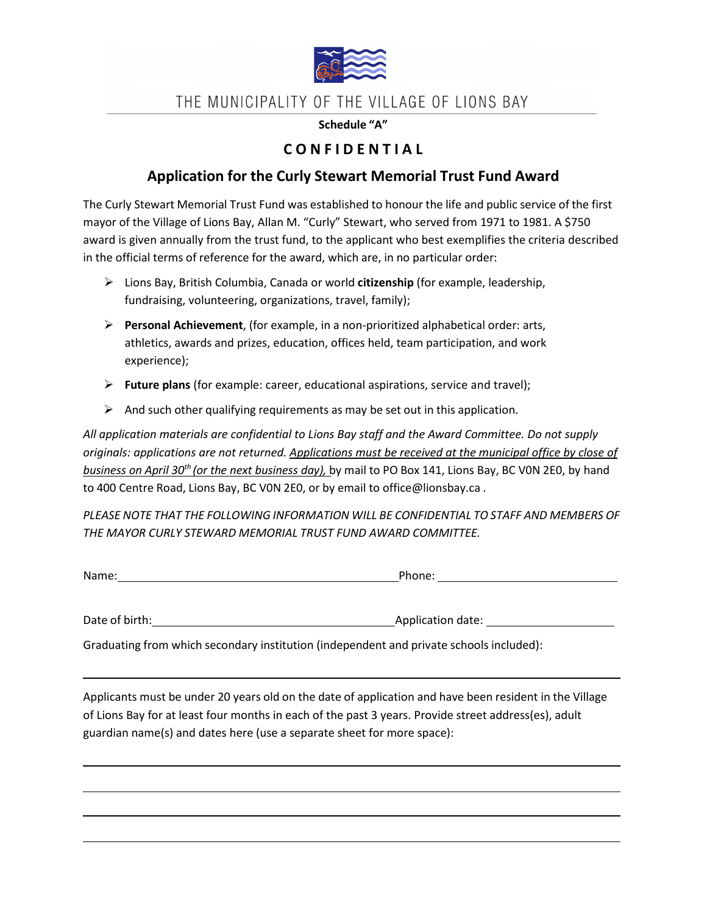THE MUNICIPALITY OF THE VILLAGE OF LIONS BAY

**Schedule "A"**

## CONFIDENTIAL

## Application for the Curly Stewart Memorial Trust Fund Award

The Curly Stewart Memorial Trust Fund was established to honour the life and public service of the first mayor of the Village of Lions Bay, Allan M. "Curly" Stewart, who served from 1971 to 1981. A $750 award is given annually from the trust fund, to the applicant who best exemplifies the criteria described in the official terms of reference for the award, which are, in no particular order:

- Lions Bay, British Columbia, Canada or world **citizenship** (for example, leadership, fundraising, volunteering, organizations, travel, family);
- **Personal Achievement**, (for example, in a non-prioritized alphabetical order: arts, athletics, awards and prizes, education, offices held, team participation, and work experience);
- **Future plans** (for example: career, educational aspirations, service and travel);
- And such other qualifying requirements as may be set out in this application.

*All application materials are confidential to Lions Bay staff and the Award Committee. Do not supply originals: applications are not returned. Applications must be received at the municipal office by close of business on April 30th (or the next business day),* by mail to PO Box 141, Lions Bay, BC V0N 2E0, by hand to 400 Centre Road, Lions Bay, BC V0N 2E0, or by email to office@lionsbay.ca .

*PLEASE NOTE THAT THE FOLLOWING INFORMATION WILL BE CONFIDENTIAL TO STAFF AND MEMBERS OF THE MAYOR CURLY STEWARD MEMORIAL TRUST FUND AWARD COMMITTEE.*

Name: ______________________________ Phone: ______________________

Date of birth: __________________________ Application date: ________________

Graduating from which secondary institution (independent and private schools included):

______________________________________________________________________

Applicants must be under 20 years old on the date of application and have been resident in the Village of Lions Bay for at least four months in each of the past 3 years. Provide street address(es), adult guardian name(s) and dates here (use a separate sheet for more space):

______________________________________________________________________

______________________________________________________________________

______________________________________________________________________

______________________________________________________________________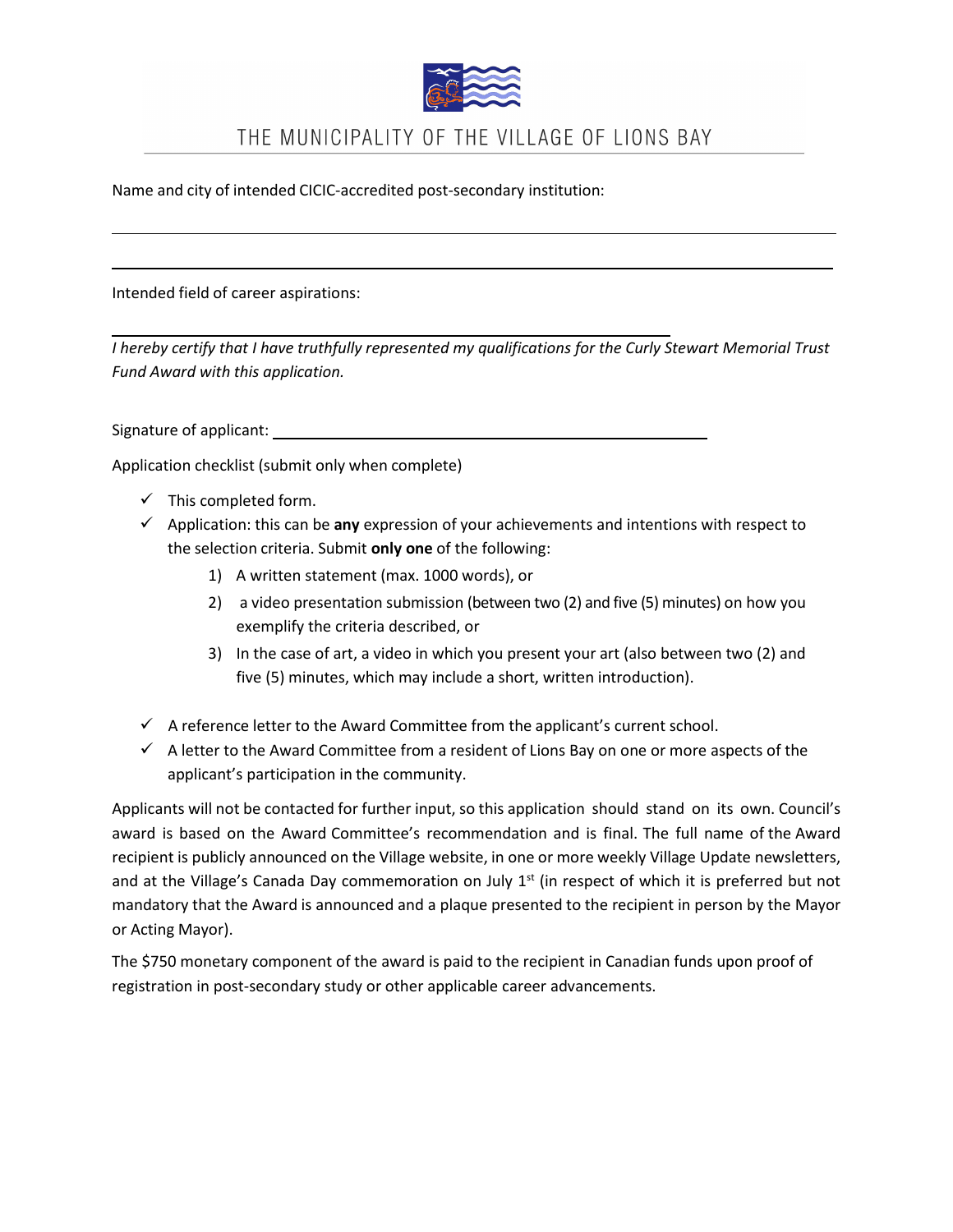# THE MUNICIPALITY OF THE VILLAGE OF LIONS BAY

Name and city of intended CICIC-accredited post-secondary institution:

______________________________________________________________________

______________________________________________________________________

Intended field of career aspirations:

______________________________________________________________________

*I hereby certify that I have truthfully represented my qualifications for the Curly Stewart Memorial Trust Fund Award with this application.*

Signature of applicant: ______________________________________________

Application checklist (submit only when complete)

- ✓ This completed form.
- ✓ Application: this can be **any** expression of your achievements and intentions with respect to the selection criteria. Submit **only one** of the following:
  1) A written statement (max. 1000 words), or
  2) a video presentation submission (between two (2) and five (5) minutes) on how you exemplify the criteria described, or
  3) In the case of art, a video in which you present your art (also between two (2) and five (5) minutes, which may include a short, written introduction).
- ✓ A reference letter to the Award Committee from the applicant's current school.
- ✓ A letter to the Award Committee from a resident of Lions Bay on one or more aspects of the applicant's participation in the community.

Applicants will not be contacted for further input, so this application should stand on its own. Council's award is based on the Award Committee's recommendation and is final. The full name of the Award recipient is publicly announced on the Village website, in one or more weekly Village Update newsletters, and at the Village's Canada Day commemoration on July 1st (in respect of which it is preferred but not mandatory that the Award is announced and a plaque presented to the recipient in person by the Mayor or Acting Mayor).

The $750 monetary component of the award is paid to the recipient in Canadian funds upon proof of registration in post-secondary study or other applicable career advancements.